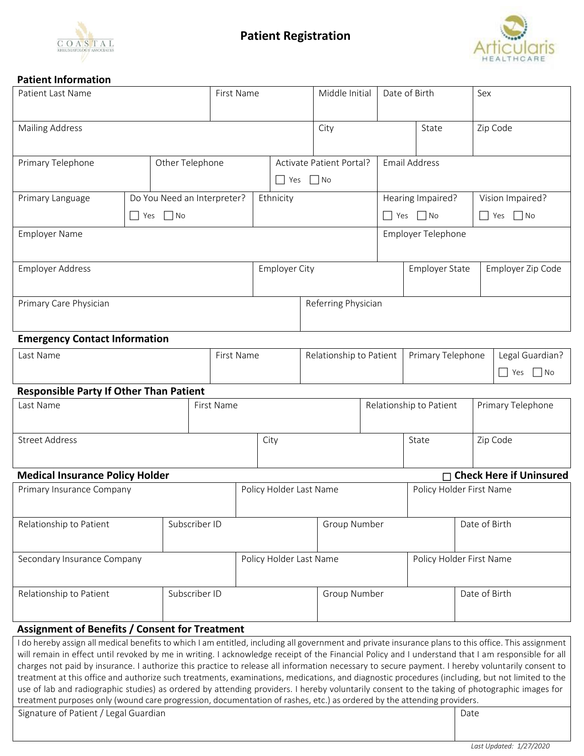# Patient Registration

## Patient Information

| Patient Last Name | First Name | Middle Initial | Date of Birth | Sex |
|---|---|---|---|---|
| | | | | |

| Mailing Address | City | State | Zip Code |
|---|---|---|---|
| | | | |

| Primary Telephone | Other Telephone | Activate Patient Portal? | Email Address |
|---|---|---|---|
| | | ☐ Yes ☐ No | |

| Primary Language | Do You Need an Interpreter? | Ethnicity | Hearing Impaired? | Vision Impaired? |
|---|---|---|---|---|
| | ☐ Yes ☐ No | | ☐ Yes ☐ No | ☐ Yes ☐ No |

| Employer Name | Employer Telephone |
|---|---|
| | |

| Employer Address | Employer City | Employer State | Employer Zip Code |
|---|---|---|---|
| | | | |

| Primary Care Physician | Referring Physician |
|---|---|
| | |

## Emergency Contact Information

| Last Name | First Name | Relationship to Patient | Primary Telephone | Legal Guardian? |
|---|---|---|---|---|
| | | | | ☐ Yes ☐ No |

## Responsible Party If Other Than Patient

| Last Name | First Name | Relationship to Patient | Primary Telephone |
|---|---|---|---|
| | | | |

| Street Address | City | State | Zip Code |
|---|---|---|---|
| | | | |

## Medical Insurance Policy Holder

☐ **Check Here if Uninsured**

| Primary Insurance Company | Policy Holder Last Name | Policy Holder First Name |
|---|---|---|
| | | |

| Relationship to Patient | Subscriber ID | Group Number | Date of Birth |
|---|---|---|---|
| | | | |

| Secondary Insurance Company | Policy Holder Last Name | Policy Holder First Name |
|---|---|---|
| | | |

| Relationship to Patient | Subscriber ID | Group Number | Date of Birth |
|---|---|---|---|
| | | | |

## Assignment of Benefits / Consent for Treatment

I do hereby assign all medical benefits to which I am entitled, including all government and private insurance plans to this office. This assignment will remain in effect until revoked by me in writing. I acknowledge receipt of the Financial Policy and I understand that I am responsible for all charges not paid by insurance. I authorize this practice to release all information necessary to secure payment. I hereby voluntarily consent to treatment at this office and authorize such treatments, examinations, medications, and diagnostic procedures (including, but not limited to the use of lab and radiographic studies) as ordered by attending providers. I hereby voluntarily consent to the taking of photographic images for treatment purposes only (wound care progression, documentation of rashes, etc.) as ordered by the attending providers.

| Signature of Patient / Legal Guardian | Date |
|---|---|
| | |

*Last Updated: 1/27/2020*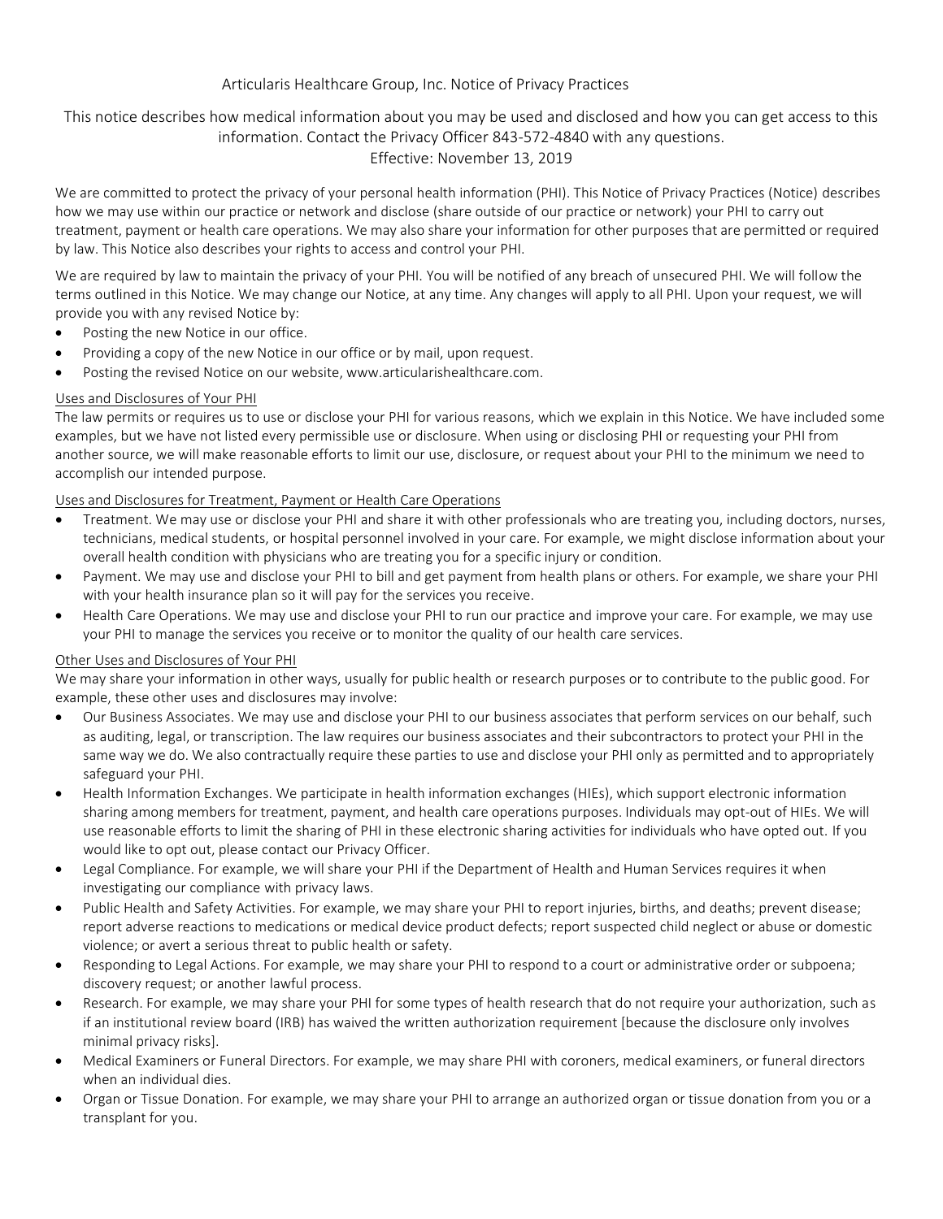Articularis Healthcare Group, Inc. Notice of Privacy Practices

This notice describes how medical information about you may be used and disclosed and how you can get access to this information. Contact the Privacy Officer 843-572-4840 with any questions.
Effective: November 13, 2019

We are committed to protect the privacy of your personal health information (PHI). This Notice of Privacy Practices (Notice) describes how we may use within our practice or network and disclose (share outside of our practice or network) your PHI to carry out treatment, payment or health care operations. We may also share your information for other purposes that are permitted or required by law. This Notice also describes your rights to access and control your PHI.

We are required by law to maintain the privacy of your PHI. You will be notified of any breach of unsecured PHI. We will follow the terms outlined in this Notice. We may change our Notice, at any time. Any changes will apply to all PHI. Upon your request, we will provide you with any revised Notice by:

- Posting the new Notice in our office.
- Providing a copy of the new Notice in our office or by mail, upon request.
- Posting the revised Notice on our website, www.articularishealthcare.com.

Uses and Disclosures of Your PHI

The law permits or requires us to use or disclose your PHI for various reasons, which we explain in this Notice. We have included some examples, but we have not listed every permissible use or disclosure. When using or disclosing PHI or requesting your PHI from another source, we will make reasonable efforts to limit our use, disclosure, or request about your PHI to the minimum we need to accomplish our intended purpose.

Uses and Disclosures for Treatment, Payment or Health Care Operations

- Treatment. We may use or disclose your PHI and share it with other professionals who are treating you, including doctors, nurses, technicians, medical students, or hospital personnel involved in your care. For example, we might disclose information about your overall health condition with physicians who are treating you for a specific injury or condition.
- Payment. We may use and disclose your PHI to bill and get payment from health plans or others. For example, we share your PHI with your health insurance plan so it will pay for the services you receive.
- Health Care Operations. We may use and disclose your PHI to run our practice and improve your care. For example, we may use your PHI to manage the services you receive or to monitor the quality of our health care services.

Other Uses and Disclosures of Your PHI

We may share your information in other ways, usually for public health or research purposes or to contribute to the public good. For example, these other uses and disclosures may involve:

- Our Business Associates. We may use and disclose your PHI to our business associates that perform services on our behalf, such as auditing, legal, or transcription. The law requires our business associates and their subcontractors to protect your PHI in the same way we do. We also contractually require these parties to use and disclose your PHI only as permitted and to appropriately safeguard your PHI.
- Health Information Exchanges. We participate in health information exchanges (HIEs), which support electronic information sharing among members for treatment, payment, and health care operations purposes. Individuals may opt-out of HIEs. We will use reasonable efforts to limit the sharing of PHI in these electronic sharing activities for individuals who have opted out. If you would like to opt out, please contact our Privacy Officer.
- Legal Compliance. For example, we will share your PHI if the Department of Health and Human Services requires it when investigating our compliance with privacy laws.
- Public Health and Safety Activities. For example, we may share your PHI to report injuries, births, and deaths; prevent disease; report adverse reactions to medications or medical device product defects; report suspected child neglect or abuse or domestic violence; or avert a serious threat to public health or safety.
- Responding to Legal Actions. For example, we may share your PHI to respond to a court or administrative order or subpoena; discovery request; or another lawful process.
- Research. For example, we may share your PHI for some types of health research that do not require your authorization, such as if an institutional review board (IRB) has waived the written authorization requirement [because the disclosure only involves minimal privacy risks].
- Medical Examiners or Funeral Directors. For example, we may share PHI with coroners, medical examiners, or funeral directors when an individual dies.
- Organ or Tissue Donation. For example, we may share your PHI to arrange an authorized organ or tissue donation from you or a transplant for you.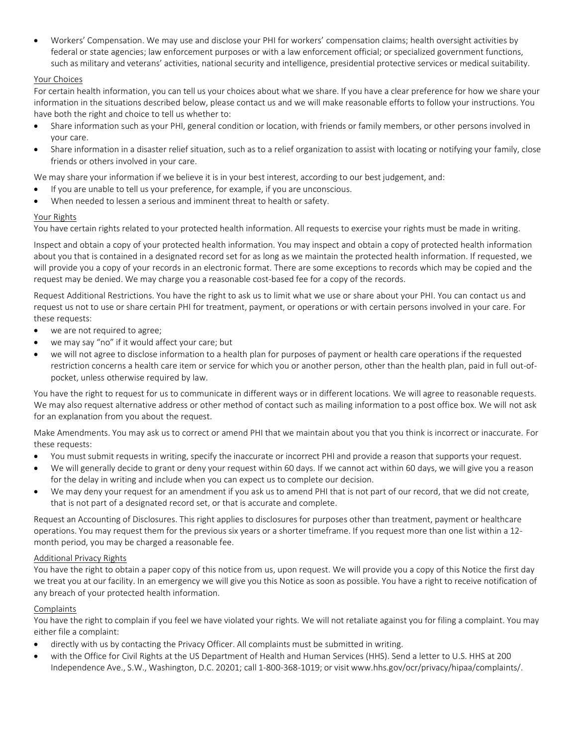- Workers' Compensation. We may use and disclose your PHI for workers' compensation claims; health oversight activities by federal or state agencies; law enforcement purposes or with a law enforcement official; or specialized government functions, such as military and veterans' activities, national security and intelligence, presidential protective services or medical suitability.

### Your Choices

For certain health information, you can tell us your choices about what we share. If you have a clear preference for how we share your information in the situations described below, please contact us and we will make reasonable efforts to follow your instructions. You have both the right and choice to tell us whether to:

- Share information such as your PHI, general condition or location, with friends or family members, or other persons involved in your care.
- Share information in a disaster relief situation, such as to a relief organization to assist with locating or notifying your family, close friends or others involved in your care.

We may share your information if we believe it is in your best interest, according to our best judgement, and:

- If you are unable to tell us your preference, for example, if you are unconscious.
- When needed to lessen a serious and imminent threat to health or safety.

### Your Rights

You have certain rights related to your protected health information. All requests to exercise your rights must be made in writing.

Inspect and obtain a copy of your protected health information. You may inspect and obtain a copy of protected health information about you that is contained in a designated record set for as long as we maintain the protected health information. If requested, we will provide you a copy of your records in an electronic format. There are some exceptions to records which may be copied and the request may be denied. We may charge you a reasonable cost-based fee for a copy of the records.

Request Additional Restrictions. You have the right to ask us to limit what we use or share about your PHI. You can contact us and request us not to use or share certain PHI for treatment, payment, or operations or with certain persons involved in your care. For these requests:

- we are not required to agree;
- we may say "no" if it would affect your care; but
- we will not agree to disclose information to a health plan for purposes of payment or health care operations if the requested restriction concerns a health care item or service for which you or another person, other than the health plan, paid in full out-of-pocket, unless otherwise required by law.

You have the right to request for us to communicate in different ways or in different locations. We will agree to reasonable requests. We may also request alternative address or other method of contact such as mailing information to a post office box. We will not ask for an explanation from you about the request.

Make Amendments. You may ask us to correct or amend PHI that we maintain about you that you think is incorrect or inaccurate. For these requests:

- You must submit requests in writing, specify the inaccurate or incorrect PHI and provide a reason that supports your request.
- We will generally decide to grant or deny your request within 60 days. If we cannot act within 60 days, we will give you a reason for the delay in writing and include when you can expect us to complete our decision.
- We may deny your request for an amendment if you ask us to amend PHI that is not part of our record, that we did not create, that is not part of a designated record set, or that is accurate and complete.

Request an Accounting of Disclosures. This right applies to disclosures for purposes other than treatment, payment or healthcare operations. You may request them for the previous six years or a shorter timeframe. If you request more than one list within a 12-month period, you may be charged a reasonable fee.

### Additional Privacy Rights

You have the right to obtain a paper copy of this notice from us, upon request. We will provide you a copy of this Notice the first day we treat you at our facility. In an emergency we will give you this Notice as soon as possible. You have a right to receive notification of any breach of your protected health information.

### Complaints

You have the right to complain if you feel we have violated your rights. We will not retaliate against you for filing a complaint. You may either file a complaint:

- directly with us by contacting the Privacy Officer. All complaints must be submitted in writing.
- with the Office for Civil Rights at the US Department of Health and Human Services (HHS). Send a letter to U.S. HHS at 200 Independence Ave., S.W., Washington, D.C. 20201; call 1-800-368-1019; or visit www.hhs.gov/ocr/privacy/hipaa/complaints/.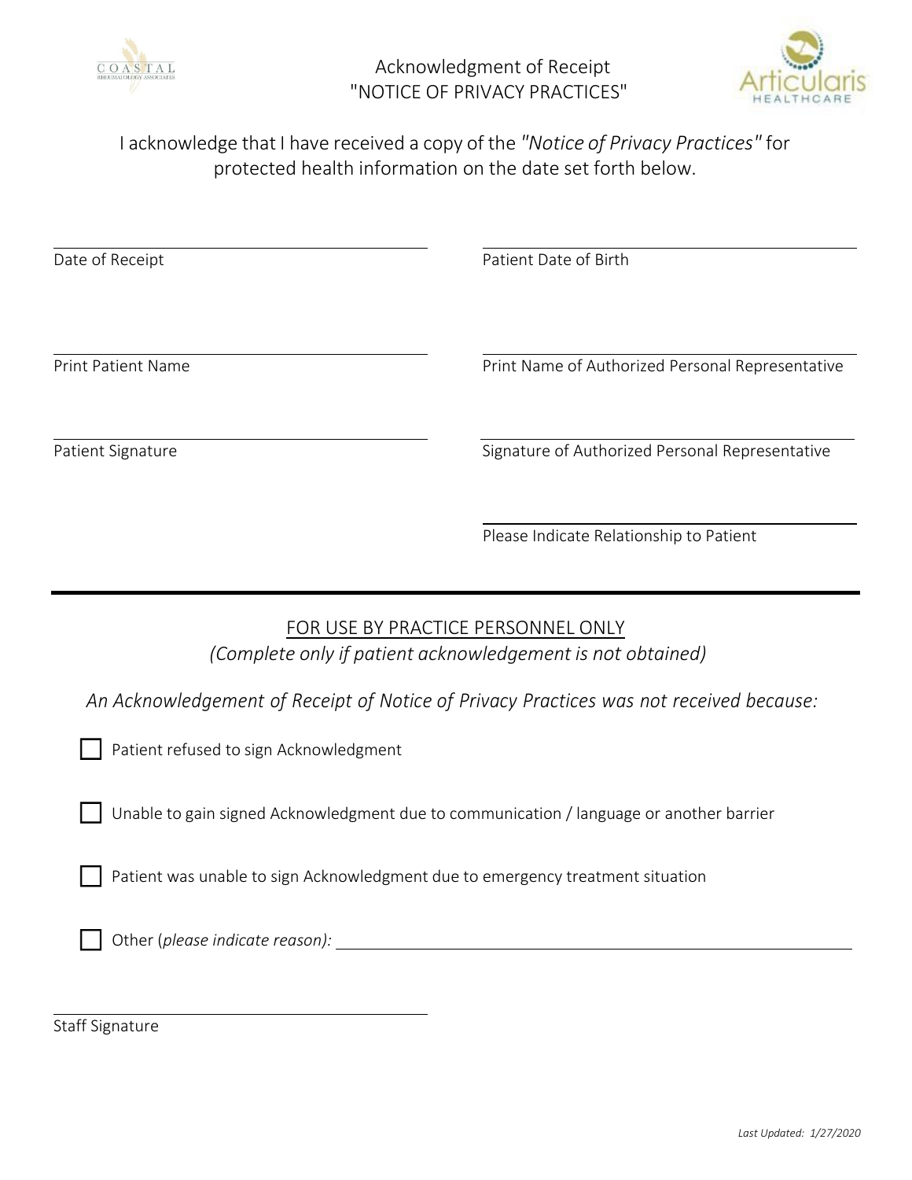# Acknowledgment of Receipt "NOTICE OF PRIVACY PRACTICES"

I acknowledge that I have received a copy of the *"Notice of Privacy Practices"* for protected health information on the date set forth below.

\_\_\_\_\_\_\_\_\_\_\_\_\_\_\_\_\_\_\_\_\_\_\_\_\_\_\_\_\_\_
Date of Receipt

\_\_\_\_\_\_\_\_\_\_\_\_\_\_\_\_\_\_\_\_\_\_\_\_\_\_\_\_\_\_
Patient Date of Birth

\_\_\_\_\_\_\_\_\_\_\_\_\_\_\_\_\_\_\_\_\_\_\_\_\_\_\_\_\_\_
Print Patient Name

\_\_\_\_\_\_\_\_\_\_\_\_\_\_\_\_\_\_\_\_\_\_\_\_\_\_\_\_\_\_
Print Name of Authorized Personal Representative

\_\_\_\_\_\_\_\_\_\_\_\_\_\_\_\_\_\_\_\_\_\_\_\_\_\_\_\_\_\_
Patient Signature

\_\_\_\_\_\_\_\_\_\_\_\_\_\_\_\_\_\_\_\_\_\_\_\_\_\_\_\_\_\_
Signature of Authorized Personal Representative

\_\_\_\_\_\_\_\_\_\_\_\_\_\_\_\_\_\_\_\_\_\_\_\_\_\_\_\_\_\_
Please Indicate Relationship to Patient

---

## FOR USE BY PRACTICE PERSONNEL ONLY

*(Complete only if patient acknowledgement is not obtained)*

*An Acknowledgement of Receipt of Notice of Privacy Practices was not received because:*

- ☐ Patient refused to sign Acknowledgment
- ☐ Unable to gain signed Acknowledgment due to communication / language or another barrier
- ☐ Patient was unable to sign Acknowledgment due to emergency treatment situation
- ☐ Other (*please indicate reason):* \_\_\_\_\_\_\_\_\_\_\_\_\_\_\_\_\_\_\_\_\_\_\_\_\_\_\_\_\_\_

\_\_\_\_\_\_\_\_\_\_\_\_\_\_\_\_\_\_\_\_\_\_\_\_\_\_\_\_\_\_
Staff Signature

*Last Updated: 1/27/2020*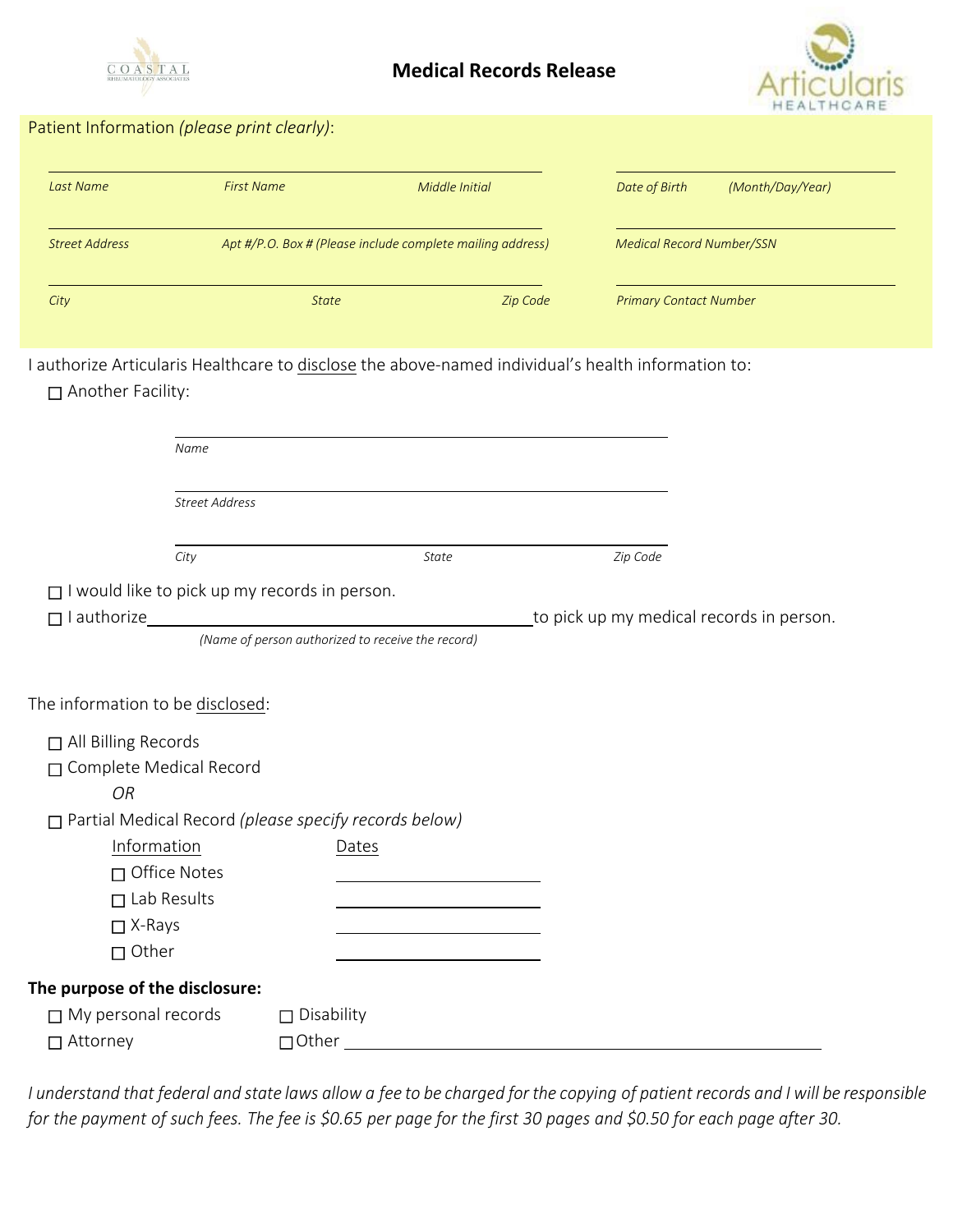# Medical Records Release

Patient Information *(please print clearly)*:

| *Last Name* | *First Name* | *Middle Initial* | *Date of Birth (Month/Day/Year)* |
|---|---|---|---|
| *Street Address* | *Apt #/P.O. Box # (Please include complete mailing address)* | | *Medical Record Number/SSN* |
| *City* | *State* | *Zip Code* | *Primary Contact Number* |

I authorize Articularis Healthcare to disclose the above-named individual's health information to:

☐ Another Facility:

______________________________________
*Name*

______________________________________
*Street Address*

______________________________________
*City* *State* *Zip Code*

☐ I would like to pick up my records in person.

☐ I authorize ______________________________ to pick up my medical records in person.
*(Name of person authorized to receive the record)*

The information to be disclosed:

☐ All Billing Records

☐ Complete Medical Record

*OR*

☐ Partial Medical Record *(please specify records below)*

| Information | Dates |
|---|---|
| ☐ Office Notes | ______________ |
| ☐ Lab Results | ______________ |
| ☐ X-Rays | ______________ |
| ☐ Other | ______________ |

**The purpose of the disclosure:**

☐ My personal records ☐ Disability

☐ Attorney ☐ Other ______________________________

*I understand that federal and state laws allow a fee to be charged for the copying of patient records and I will be responsible for the payment of such fees. The fee is $0.65 per page for the first 30 pages and $0.50 for each page after 30.*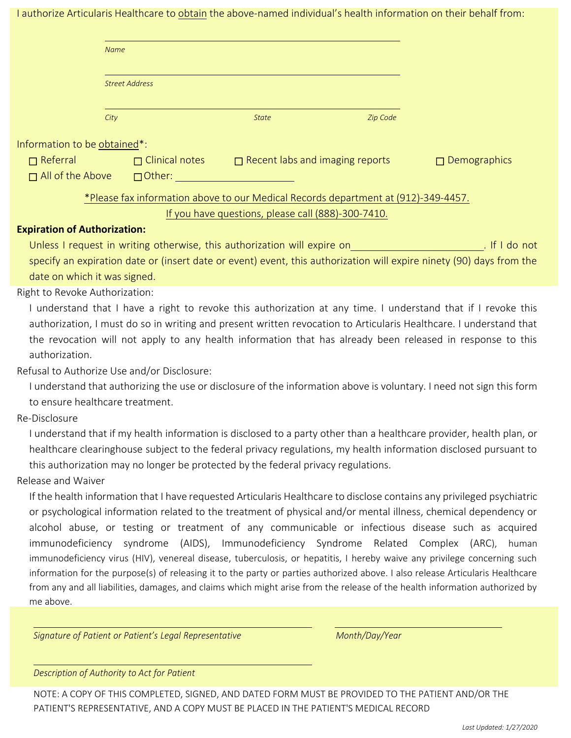I authorize Articularis Healthcare to <u>obtain</u> the above-named individual's health information on their behalf from:

\_\_\_\_\_\_\_\_\_\_\_\_\_\_\_\_\_\_\_\_\_\_\_\_\_\_\_\_\_\_\_\_\_\_\_\_\_\_\_\_\_\_\_\_
*Name*

\_\_\_\_\_\_\_\_\_\_\_\_\_\_\_\_\_\_\_\_\_\_\_\_\_\_\_\_\_\_\_\_\_\_\_\_\_\_\_\_\_\_\_\_
*Street Address*

\_\_\_\_\_\_\_\_\_\_\_\_\_\_\_\_\_\_\_\_\_\_\_\_\_\_\_\_\_\_\_\_\_\_\_\_\_\_\_\_\_\_\_\_
*City* *State* *Zip Code*

Information to be <u>obtained</u>*:

- ☐ Referral
- ☐ Clinical notes
- ☐ Recent labs and imaging reports
- ☐ Demographics
- ☐ All of the Above
- ☐ Other: \_\_\_\_\_\_\_\_\_\_\_\_\_\_\_\_\_\_\_\_

<u>*Please fax information above to our Medical Records department at (912)-349-4457.</u>

<u>If you have questions, please call (888)-300-7410.</u>

**Expiration of Authorization:**

Unless I request in writing otherwise, this authorization will expire on \_\_\_\_\_\_\_\_\_\_\_\_\_\_\_\_\_\_\_\_\_\_\_\_. If I do not specify an expiration date or (insert date or event) event, this authorization will expire ninety (90) days from the date on which it was signed.

Right to Revoke Authorization:

I understand that I have a right to revoke this authorization at any time. I understand that if I revoke this authorization, I must do so in writing and present written revocation to Articularis Healthcare. I understand that the revocation will not apply to any health information that has already been released in response to this authorization.

Refusal to Authorize Use and/or Disclosure:

I understand that authorizing the use or disclosure of the information above is voluntary. I need not sign this form to ensure healthcare treatment.

Re-Disclosure

I understand that if my health information is disclosed to a party other than a healthcare provider, health plan, or healthcare clearinghouse subject to the federal privacy regulations, my health information disclosed pursuant to this authorization may no longer be protected by the federal privacy regulations.

Release and Waiver

If the health information that I have requested Articularis Healthcare to disclose contains any privileged psychiatric or psychological information related to the treatment of physical and/or mental illness, chemical dependency or alcohol abuse, or testing or treatment of any communicable or infectious disease such as acquired immunodeficiency syndrome (AIDS), Immunodeficiency Syndrome Related Complex (ARC), human immunodeficiency virus (HIV), venereal disease, tuberculosis, or hepatitis, I hereby waive any privilege concerning such information for the purpose(s) of releasing it to the party or parties authorized above. I also release Articularis Healthcare from any and all liabilities, damages, and claims which might arise from the release of the health information authorized by me above.

\_\_\_\_\_\_\_\_\_\_\_\_\_\_\_\_\_\_\_\_\_\_\_\_\_\_\_\_\_\_\_\_\_\_\_\_\_\_\_\_ \_\_\_\_\_\_\_\_\_\_\_\_\_\_\_\_\_\_\_\_\_\_\_\_
*Signature of Patient or Patient's Legal Representative* *Month/Day/Year*

\_\_\_\_\_\_\_\_\_\_\_\_\_\_\_\_\_\_\_\_\_\_\_\_\_\_\_\_\_\_\_\_\_\_\_\_\_\_\_\_
*Description of Authority to Act for Patient*

NOTE: A COPY OF THIS COMPLETED, SIGNED, AND DATED FORM MUST BE PROVIDED TO THE PATIENT AND/OR THE PATIENT'S REPRESENTATIVE, AND A COPY MUST BE PLACED IN THE PATIENT'S MEDICAL RECORD

*Last Updated: 1/27/2020*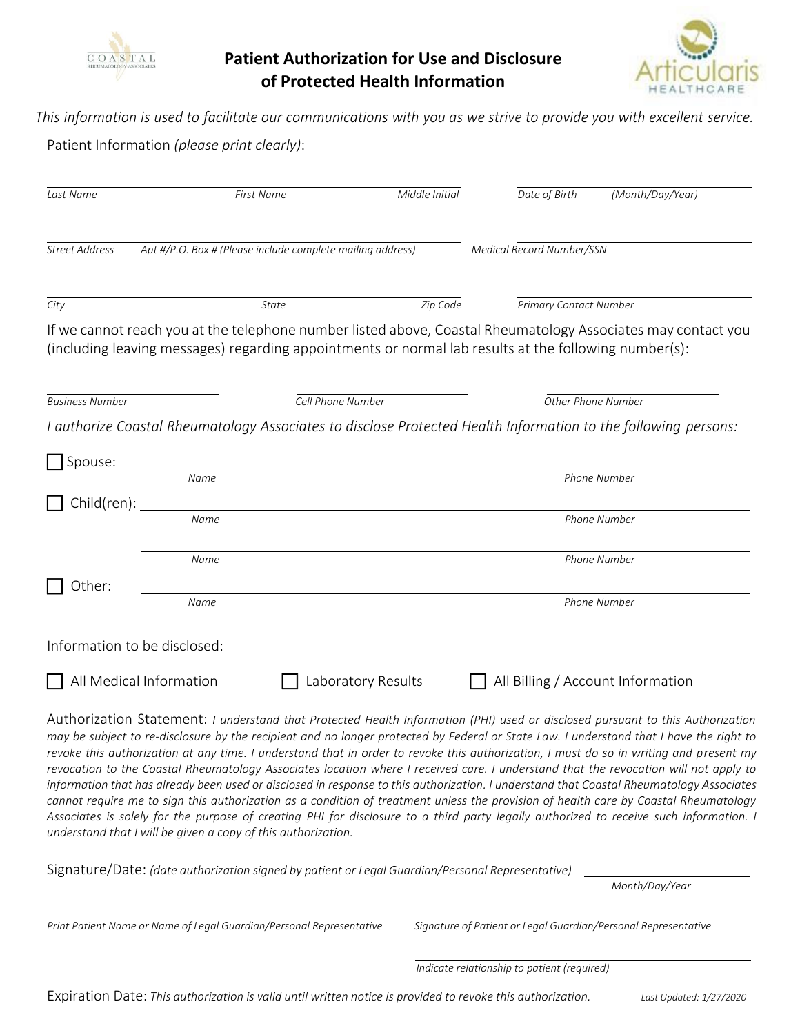# Patient Authorization for Use and Disclosure of Protected Health Information

*This information is used to facilitate our communications with you as we strive to provide you with excellent service.*

Patient Information *(please print clearly)*:

| *Last Name* | *First Name* | *Middle Initial* | *Date of Birth (Month/Day/Year)* |
|---|---|---|---|
| | | | |

| *Street Address* | *Apt #/P.O. Box # (Please include complete mailing address)* | *Medical Record Number/SSN* |
|---|---|---|
| | | |

| *City* | *State* | *Zip Code* | *Primary Contact Number* |
|---|---|---|---|
| | | | |

If we cannot reach you at the telephone number listed above, Coastal Rheumatology Associates may contact you (including leaving messages) regarding appointments or normal lab results at the following number(s):

| *Business Number* | *Cell Phone Number* | *Other Phone Number* |
|---|---|---|
| | | |

*I authorize Coastal Rheumatology Associates to disclose Protected Health Information to the following persons:*

| | *Name* | *Phone Number* |
|---|---|---|
| ☐ Spouse: | | |
| ☐ Child(ren): | | |
| | | |
| ☐ Other: | | |

Information to be disclosed:

☐ All Medical Information ☐ Laboratory Results ☐ All Billing / Account Information

Authorization Statement: *I understand that Protected Health Information (PHI) used or disclosed pursuant to this Authorization may be subject to re-disclosure by the recipient and no longer protected by Federal or State Law. I understand that I have the right to revoke this authorization at any time. I understand that in order to revoke this authorization, I must do so in writing and present my revocation to the Coastal Rheumatology Associates location where I received care. I understand that the revocation will not apply to information that has already been used or disclosed in response to this authorization. I understand that Coastal Rheumatology Associates cannot require me to sign this authorization as a condition of treatment unless the provision of health care by Coastal Rheumatology Associates is solely for the purpose of creating PHI for disclosure to a third party legally authorized to receive such information. I understand that I will be given a copy of this authorization.*

Signature/Date: *(date authorization signed by patient or Legal Guardian/Personal Representative)* ______________ *Month/Day/Year*

| *Print Patient Name or Name of Legal Guardian/Personal Representative* | *Signature of Patient or Legal Guardian/Personal Representative* |
|---|---|
| | |

______________________________
*Indicate relationship to patient (required)*

Expiration Date: *This authorization is valid until written notice is provided to revoke this authorization.*

*Last Updated: 1/27/2020*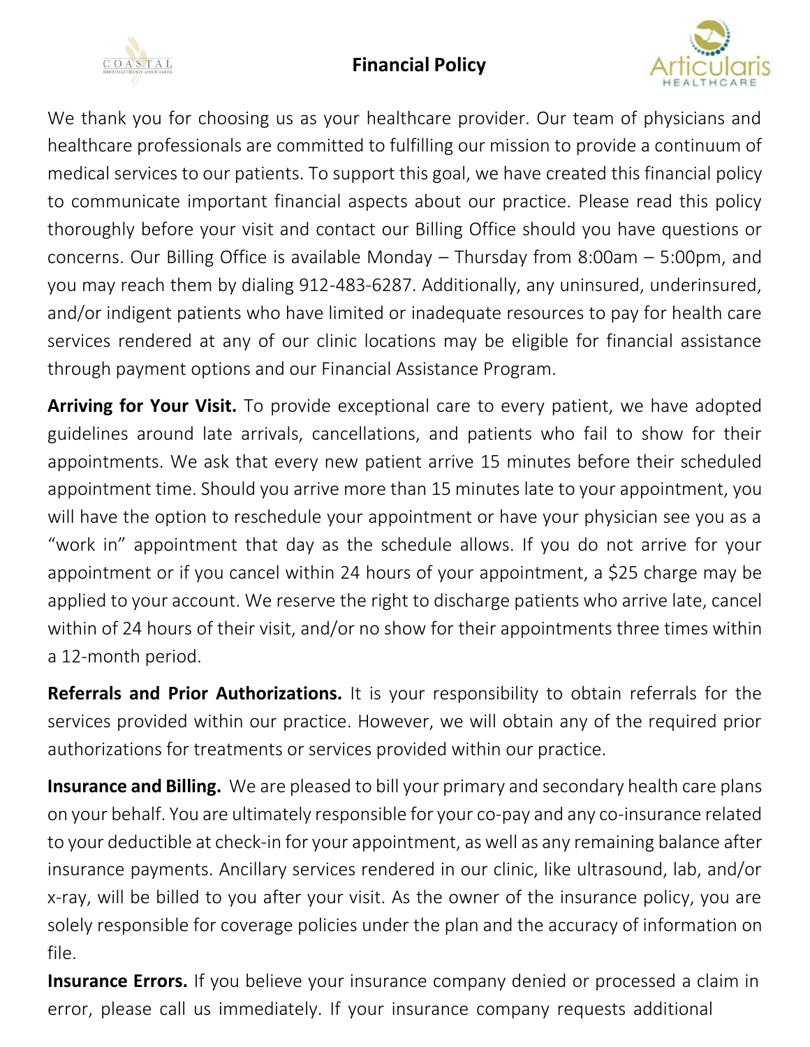# Financial Policy

We thank you for choosing us as your healthcare provider. Our team of physicians and healthcare professionals are committed to fulfilling our mission to provide a continuum of medical services to our patients. To support this goal, we have created this financial policy to communicate important financial aspects about our practice. Please read this policy thoroughly before your visit and contact our Billing Office should you have questions or concerns. Our Billing Office is available Monday – Thursday from 8:00am – 5:00pm, and you may reach them by dialing 912-483-6287. Additionally, any uninsured, underinsured, and/or indigent patients who have limited or inadequate resources to pay for health care services rendered at any of our clinic locations may be eligible for financial assistance through payment options and our Financial Assistance Program.

**Arriving for Your Visit.** To provide exceptional care to every patient, we have adopted guidelines around late arrivals, cancellations, and patients who fail to show for their appointments. We ask that every new patient arrive 15 minutes before their scheduled appointment time. Should you arrive more than 15 minutes late to your appointment, you will have the option to reschedule your appointment or have your physician see you as a "work in" appointment that day as the schedule allows. If you do not arrive for your appointment or if you cancel within 24 hours of your appointment, a $25 charge may be applied to your account. We reserve the right to discharge patients who arrive late, cancel within of 24 hours of their visit, and/or no show for their appointments three times within a 12-month period.

**Referrals and Prior Authorizations.** It is your responsibility to obtain referrals for the services provided within our practice. However, we will obtain any of the required prior authorizations for treatments or services provided within our practice.

**Insurance and Billing.** We are pleased to bill your primary and secondary health care plans on your behalf. You are ultimately responsible for your co-pay and any co-insurance related to your deductible at check-in for your appointment, as well as any remaining balance after insurance payments. Ancillary services rendered in our clinic, like ultrasound, lab, and/or x-ray, will be billed to you after your visit. As the owner of the insurance policy, you are solely responsible for coverage policies under the plan and the accuracy of information on file.

**Insurance Errors.** If you believe your insurance company denied or processed a claim in error, please call us immediately. If your insurance company requests additional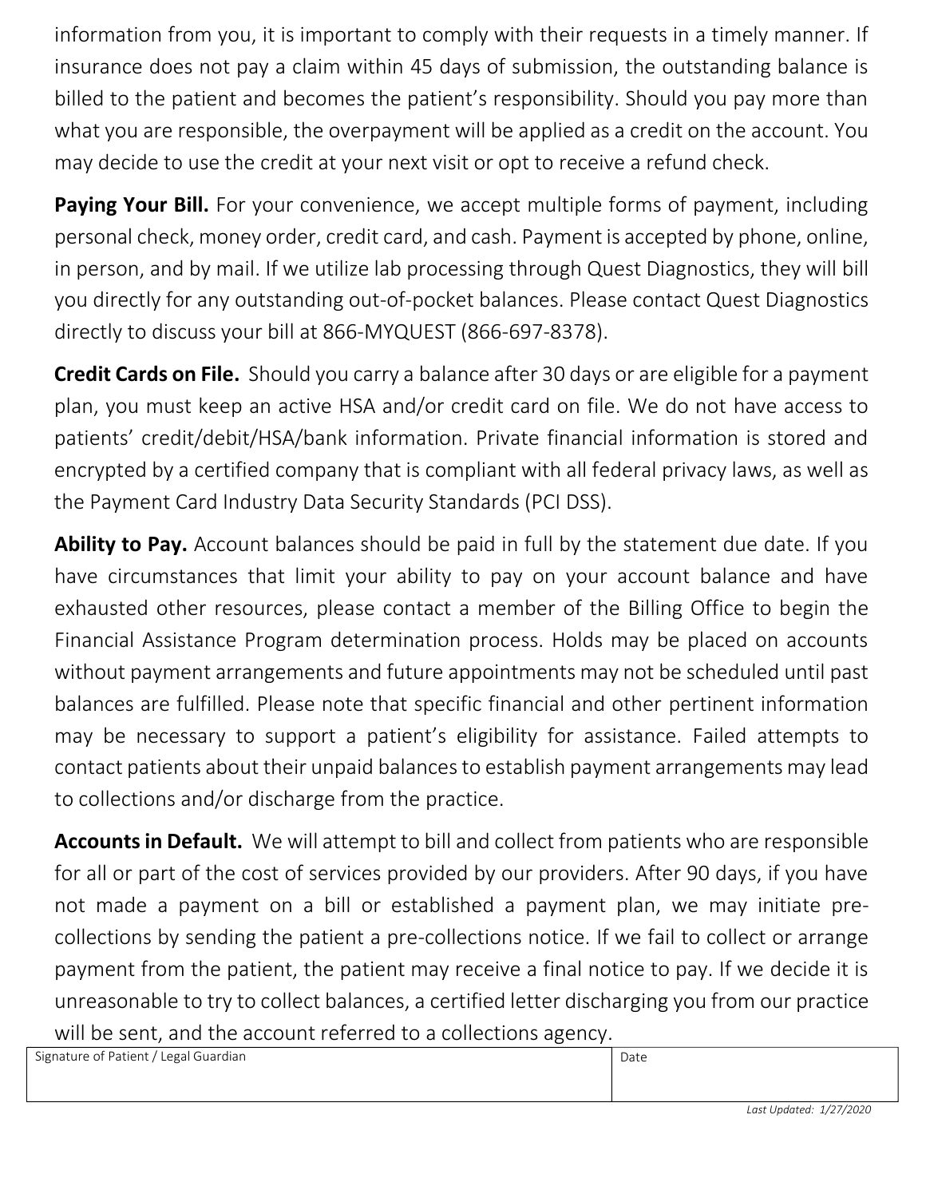information from you, it is important to comply with their requests in a timely manner. If insurance does not pay a claim within 45 days of submission, the outstanding balance is billed to the patient and becomes the patient's responsibility. Should you pay more than what you are responsible, the overpayment will be applied as a credit on the account. You may decide to use the credit at your next visit or opt to receive a refund check.

**Paying Your Bill.** For your convenience, we accept multiple forms of payment, including personal check, money order, credit card, and cash. Payment is accepted by phone, online, in person, and by mail. If we utilize lab processing through Quest Diagnostics, they will bill you directly for any outstanding out-of-pocket balances. Please contact Quest Diagnostics directly to discuss your bill at 866-MYQUEST (866-697-8378).

**Credit Cards on File.** Should you carry a balance after 30 days or are eligible for a payment plan, you must keep an active HSA and/or credit card on file. We do not have access to patients' credit/debit/HSA/bank information. Private financial information is stored and encrypted by a certified company that is compliant with all federal privacy laws, as well as the Payment Card Industry Data Security Standards (PCI DSS).

**Ability to Pay.** Account balances should be paid in full by the statement due date. If you have circumstances that limit your ability to pay on your account balance and have exhausted other resources, please contact a member of the Billing Office to begin the Financial Assistance Program determination process. Holds may be placed on accounts without payment arrangements and future appointments may not be scheduled until past balances are fulfilled. Please note that specific financial and other pertinent information may be necessary to support a patient's eligibility for assistance. Failed attempts to contact patients about their unpaid balances to establish payment arrangements may lead to collections and/or discharge from the practice.

**Accounts in Default.** We will attempt to bill and collect from patients who are responsible for all or part of the cost of services provided by our providers. After 90 days, if you have not made a payment on a bill or established a payment plan, we may initiate pre-collections by sending the patient a pre-collections notice. If we fail to collect or arrange payment from the patient, the patient may receive a final notice to pay. If we decide it is unreasonable to try to collect balances, a certified letter discharging you from our practice will be sent, and the account referred to a collections agency.

| Signature of Patient / Legal Guardian | Date |
| --- | --- |
| | |

*Last Updated: 1/27/2020*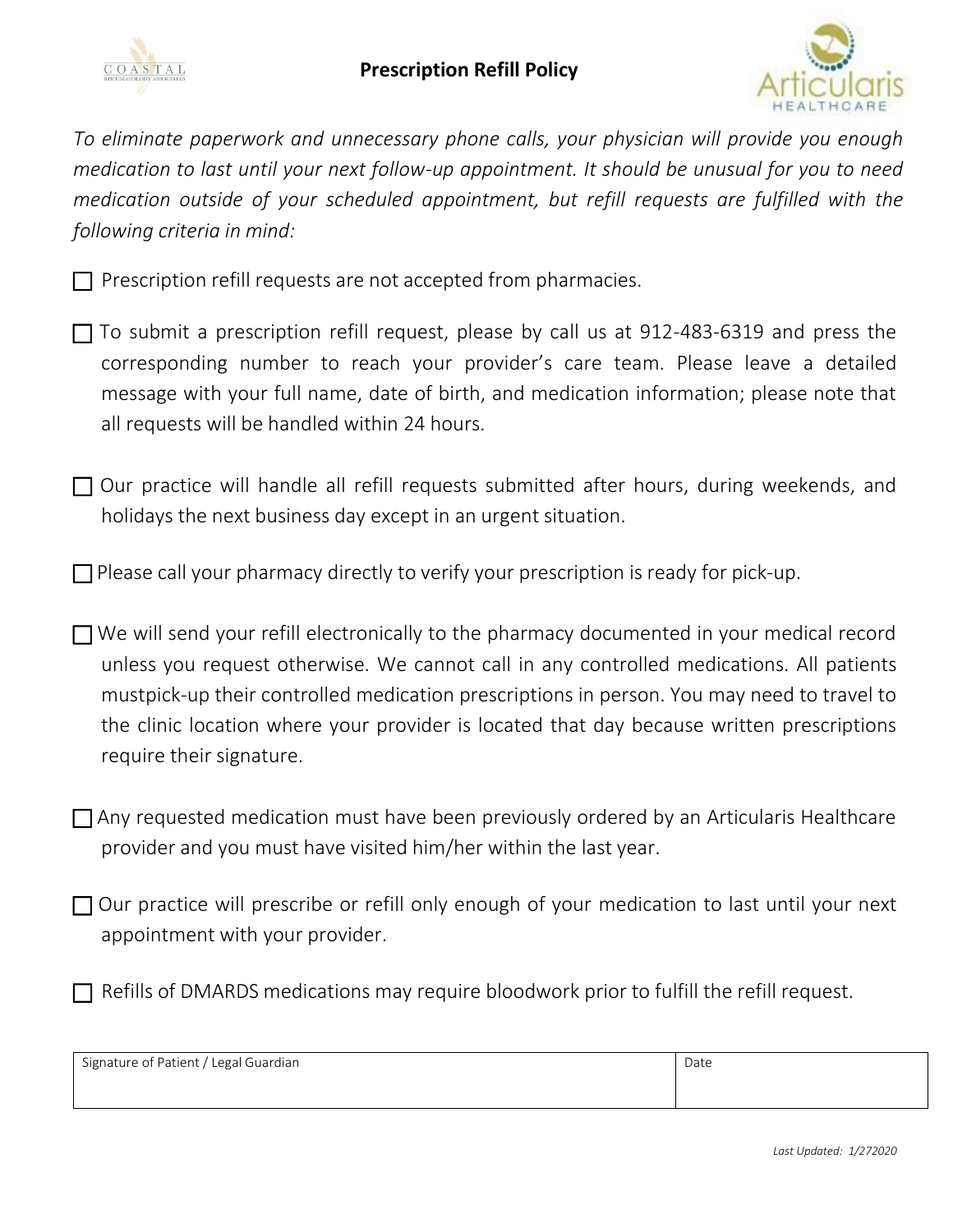# Prescription Refill Policy

*To eliminate paperwork and unnecessary phone calls, your physician will provide you enough medication to last until your next follow-up appointment. It should be unusual for you to need medication outside of your scheduled appointment, but refill requests are fulfilled with the following criteria in mind:*

- ☐ Prescription refill requests are not accepted from pharmacies.
- ☐ To submit a prescription refill request, please by call us at 912-483-6319 and press the corresponding number to reach your provider's care team. Please leave a detailed message with your full name, date of birth, and medication information; please note that all requests will be handled within 24 hours.
- ☐ Our practice will handle all refill requests submitted after hours, during weekends, and holidays the next business day except in an urgent situation.
- ☐ Please call your pharmacy directly to verify your prescription is ready for pick-up.
- ☐ We will send your refill electronically to the pharmacy documented in your medical record unless you request otherwise. We cannot call in any controlled medications. All patients mustpick-up their controlled medication prescriptions in person. You may need to travel to the clinic location where your provider is located that day because written prescriptions require their signature.
- ☐ Any requested medication must have been previously ordered by an Articularis Healthcare provider and you must have visited him/her within the last year.
- ☐ Our practice will prescribe or refill only enough of your medication to last until your next appointment with your provider.
- ☐ Refills of DMARDS medications may require bloodwork prior to fulfill the refill request.

| Signature of Patient / Legal Guardian | Date |
|---|---|
| | |

*Last Updated: 1/272020*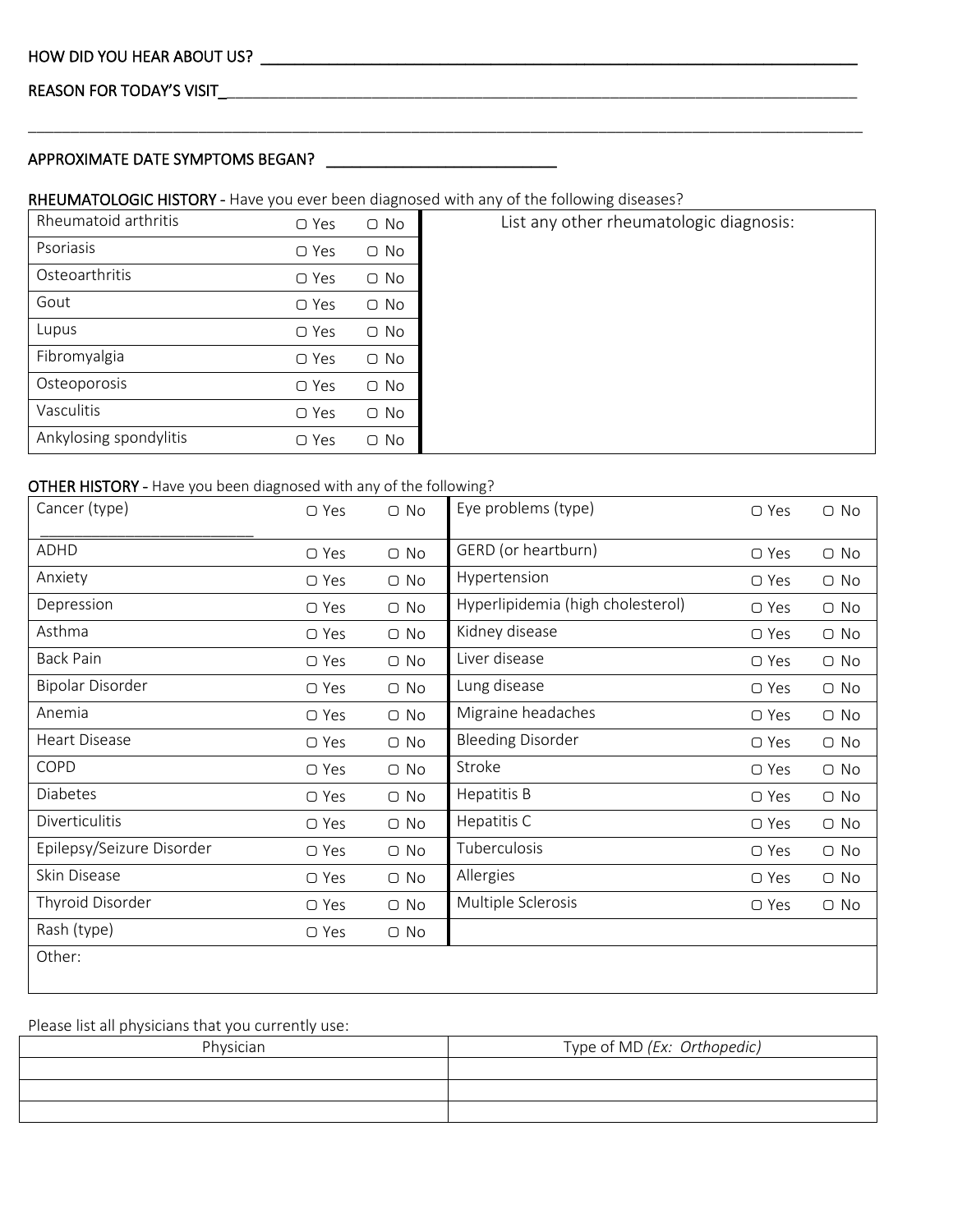HOW DID YOU HEAR ABOUT US? ___________________________________________________________________

REASON FOR TODAY'S VISIT___________________________________________________________________

_____________________________________________________________________________________________

APPROXIMATE DATE SYMPTOMS BEGAN? ___________________________

**RHEUMATOLOGIC HISTORY -** Have you ever been diagnosed with any of the following diseases?

| | | | List any other rheumatologic diagnosis: |
|---|---|---|---|
| Rheumatoid arthritis | ▢ Yes | ▢ No | |
| Psoriasis | ▢ Yes | ▢ No | |
| Osteoarthritis | ▢ Yes | ▢ No | |
| Gout | ▢ Yes | ▢ No | |
| Lupus | ▢ Yes | ▢ No | |
| Fibromyalgia | ▢ Yes | ▢ No | |
| Osteoporosis | ▢ Yes | ▢ No | |
| Vasculitis | ▢ Yes | ▢ No | |
| Ankylosing spondylitis | ▢ Yes | ▢ No | |

**OTHER HISTORY -** Have you been diagnosed with any of the following?

| | | | | | |
|---|---|---|---|---|---|
| Cancer (type) ___________________ | ▢ Yes | ▢ No | Eye problems (type) | ▢ Yes | ▢ No |
| ADHD | ▢ Yes | ▢ No | GERD (or heartburn) | ▢ Yes | ▢ No |
| Anxiety | ▢ Yes | ▢ No | Hypertension | ▢ Yes | ▢ No |
| Depression | ▢ Yes | ▢ No | Hyperlipidemia (high cholesterol) | ▢ Yes | ▢ No |
| Asthma | ▢ Yes | ▢ No | Kidney disease | ▢ Yes | ▢ No |
| Back Pain | ▢ Yes | ▢ No | Liver disease | ▢ Yes | ▢ No |
| Bipolar Disorder | ▢ Yes | ▢ No | Lung disease | ▢ Yes | ▢ No |
| Anemia | ▢ Yes | ▢ No | Migraine headaches | ▢ Yes | ▢ No |
| Heart Disease | ▢ Yes | ▢ No | Bleeding Disorder | ▢ Yes | ▢ No |
| COPD | ▢ Yes | ▢ No | Stroke | ▢ Yes | ▢ No |
| Diabetes | ▢ Yes | ▢ No | Hepatitis B | ▢ Yes | ▢ No |
| Diverticulitis | ▢ Yes | ▢ No | Hepatitis C | ▢ Yes | ▢ No |
| Epilepsy/Seizure Disorder | ▢ Yes | ▢ No | Tuberculosis | ▢ Yes | ▢ No |
| Skin Disease | ▢ Yes | ▢ No | Allergies | ▢ Yes | ▢ No |
| Thyroid Disorder | ▢ Yes | ▢ No | Multiple Sclerosis | ▢ Yes | ▢ No |
| Rash (type) | ▢ Yes | ▢ No | | | |
| Other: | | | | | |

Please list all physicians that you currently use:

| Physician | Type of MD *(Ex: Orthopedic)* |
|---|---|
| | |
| | |
| | |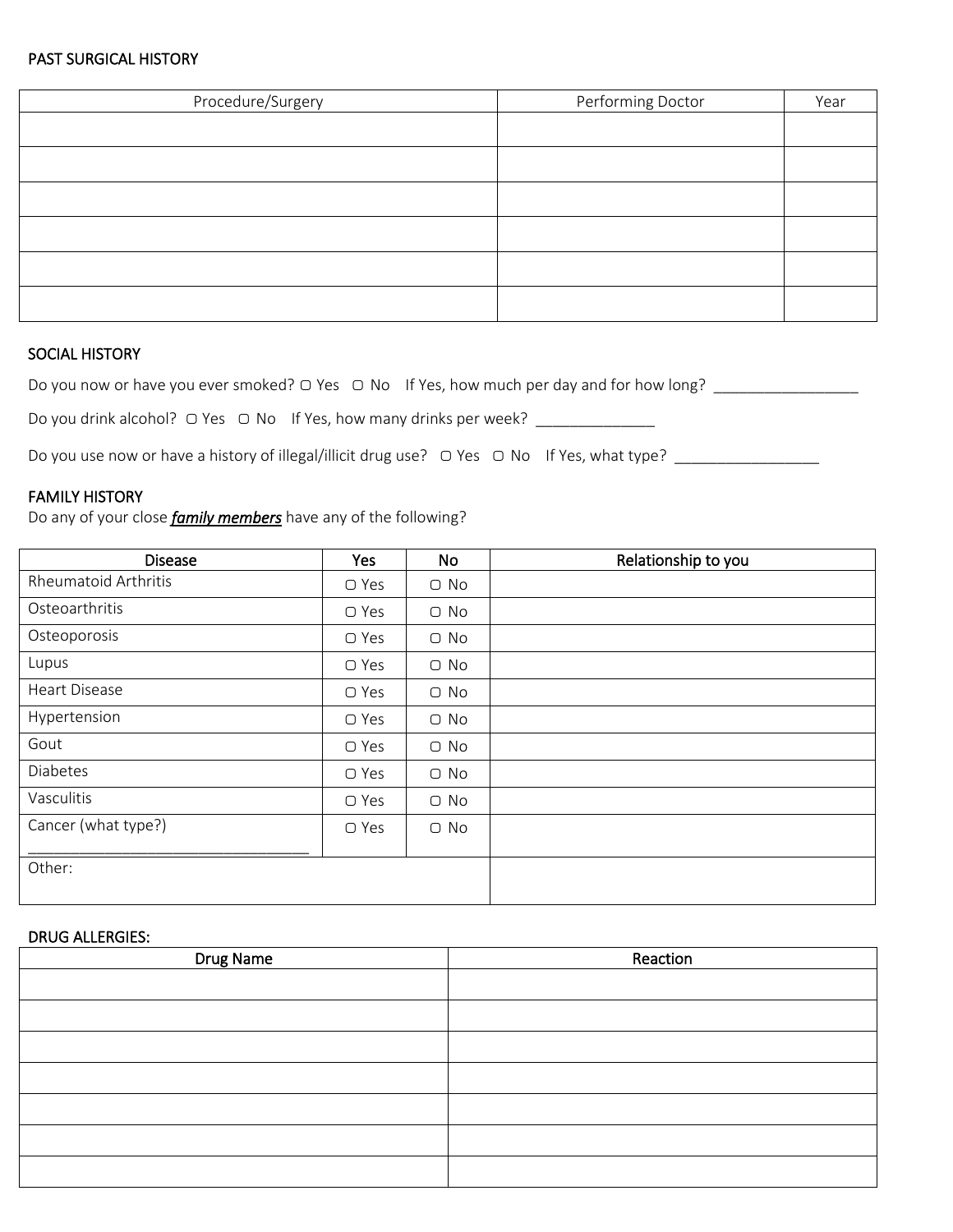## PAST SURGICAL HISTORY

| Procedure/Surgery | Performing Doctor | Year |
|---|---|---|
| | | |
| | | |
| | | |
| | | |
| | | |
| | | |

## SOCIAL HISTORY

Do you now or have you ever smoked? ▢ Yes ▢ No If Yes, how much per day and for how long? _________________

Do you drink alcohol? ▢ Yes ▢ No If Yes, how many drinks per week? ______________

Do you use now or have a history of illegal/illicit drug use? ▢ Yes ▢ No If Yes, what type? _________________

## FAMILY HISTORY

Do any of your close ***family members*** have any of the following?

| Disease | Yes | No | Relationship to you |
|---|---|---|---|
| Rheumatoid Arthritis | ▢ Yes | ▢ No | |
| Osteoarthritis | ▢ Yes | ▢ No | |
| Osteoporosis | ▢ Yes | ▢ No | |
| Lupus | ▢ Yes | ▢ No | |
| Heart Disease | ▢ Yes | ▢ No | |
| Hypertension | ▢ Yes | ▢ No | |
| Gout | ▢ Yes | ▢ No | |
| Diabetes | ▢ Yes | ▢ No | |
| Vasculitis | ▢ Yes | ▢ No | |
| Cancer (what type?) _________________________________ | ▢ Yes | ▢ No | |
| Other: | | | |

## DRUG ALLERGIES:

| Drug Name | Reaction |
|---|---|
| | |
| | |
| | |
| | |
| | |
| | |
| | |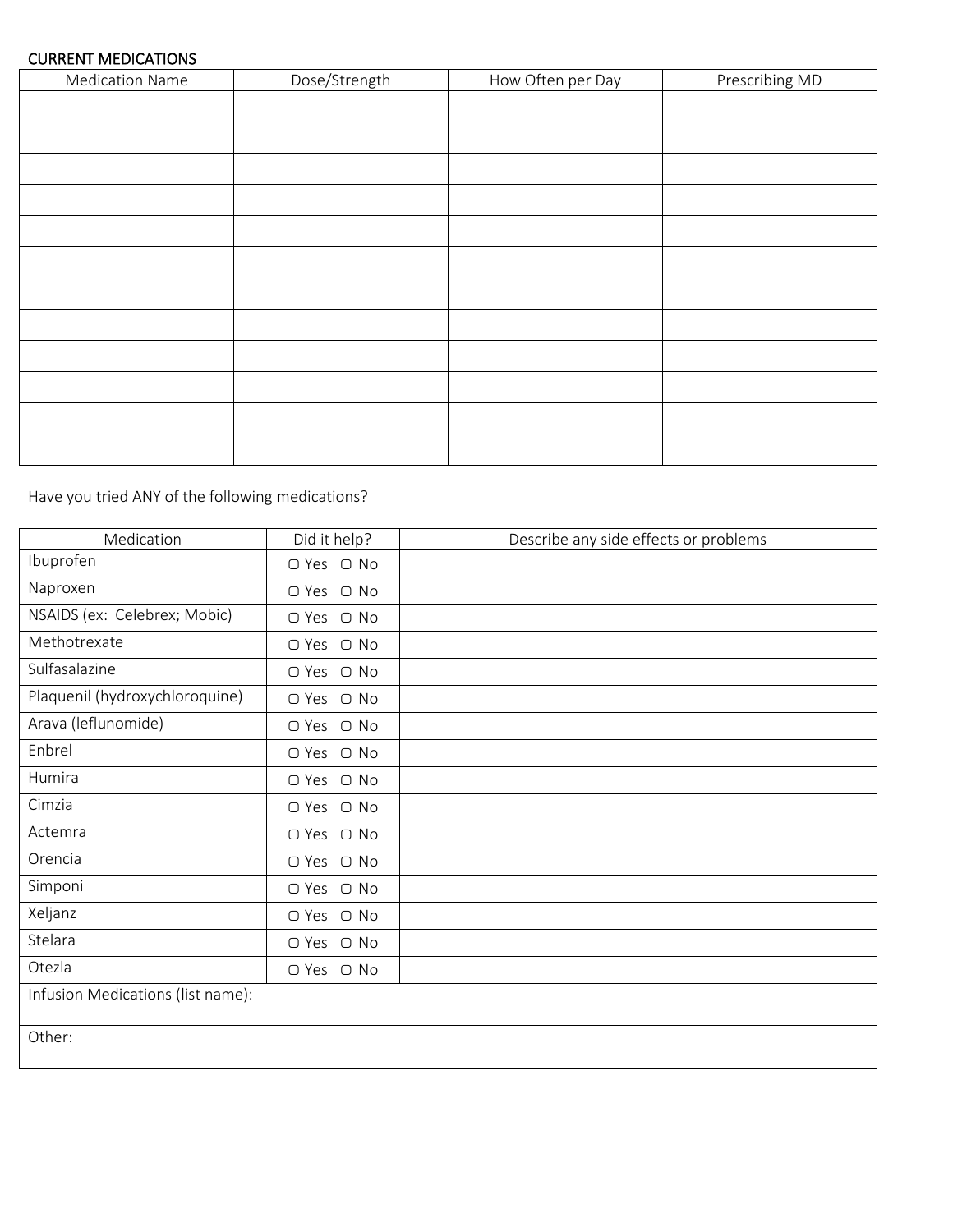## CURRENT MEDICATIONS

| Medication Name | Dose/Strength | How Often per Day | Prescribing MD |
|---|---|---|---|
| | | | |
| | | | |
| | | | |
| | | | |
| | | | |
| | | | |
| | | | |
| | | | |
| | | | |
| | | | |
| | | | |
| | | | |

Have you tried ANY of the following medications?

| Medication | Did it help? | Describe any side effects or problems |
|---|---|---|
| Ibuprofen | ▢ Yes ▢ No | |
| Naproxen | ▢ Yes ▢ No | |
| NSAIDS (ex: Celebrex; Mobic) | ▢ Yes ▢ No | |
| Methotrexate | ▢ Yes ▢ No | |
| Sulfasalazine | ▢ Yes ▢ No | |
| Plaquenil (hydroxychloroquine) | ▢ Yes ▢ No | |
| Arava (leflunomide) | ▢ Yes ▢ No | |
| Enbrel | ▢ Yes ▢ No | |
| Humira | ▢ Yes ▢ No | |
| Cimzia | ▢ Yes ▢ No | |
| Actemra | ▢ Yes ▢ No | |
| Orencia | ▢ Yes ▢ No | |
| Simponi | ▢ Yes ▢ No | |
| Xeljanz | ▢ Yes ▢ No | |
| Stelara | ▢ Yes ▢ No | |
| Otezla | ▢ Yes ▢ No | |
| Infusion Medications (list name): | | |
| Other: | | |